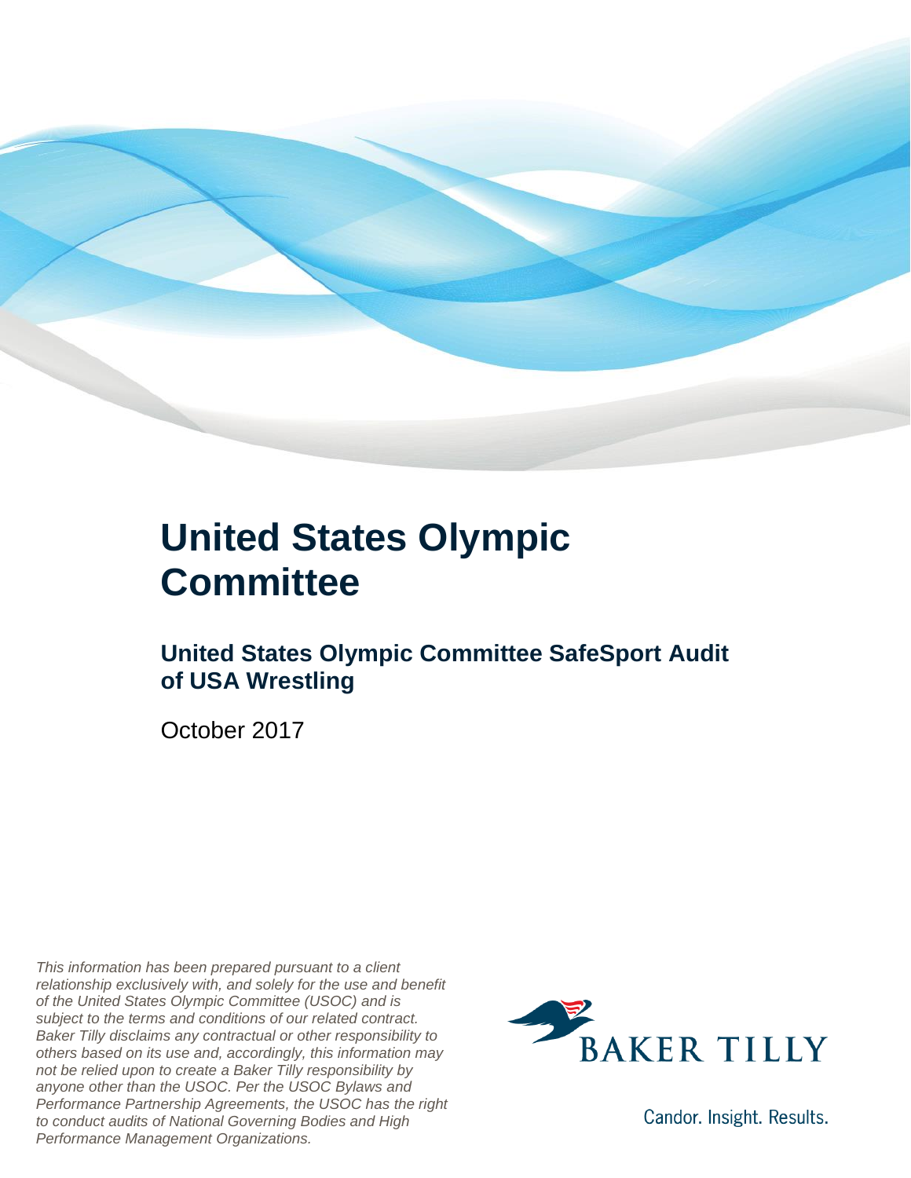# United States Olympic Committee

## United States Olympic Committee SafeSport Audit of USA Wrestling

October 2017

*This information has been prepared pursuant to a client relationship exclusively with, and solely for the use and benefit of the United States Olympic Committee (USOC) and is subject to the terms and conditions of our related contract. Baker Tilly disclaims any contractual or other responsibility to others based on its use and, accordingly, this information may not be relied upon to create a Baker Tilly responsibility by anyone other than the USOC. Per the USOC Bylaws and Performance Partnership Agreements, the USOC has the right to conduct audits of National Governing Bodies and High Performance Management Organizations.*

BAKER TILLY

Candor. Insight. Results.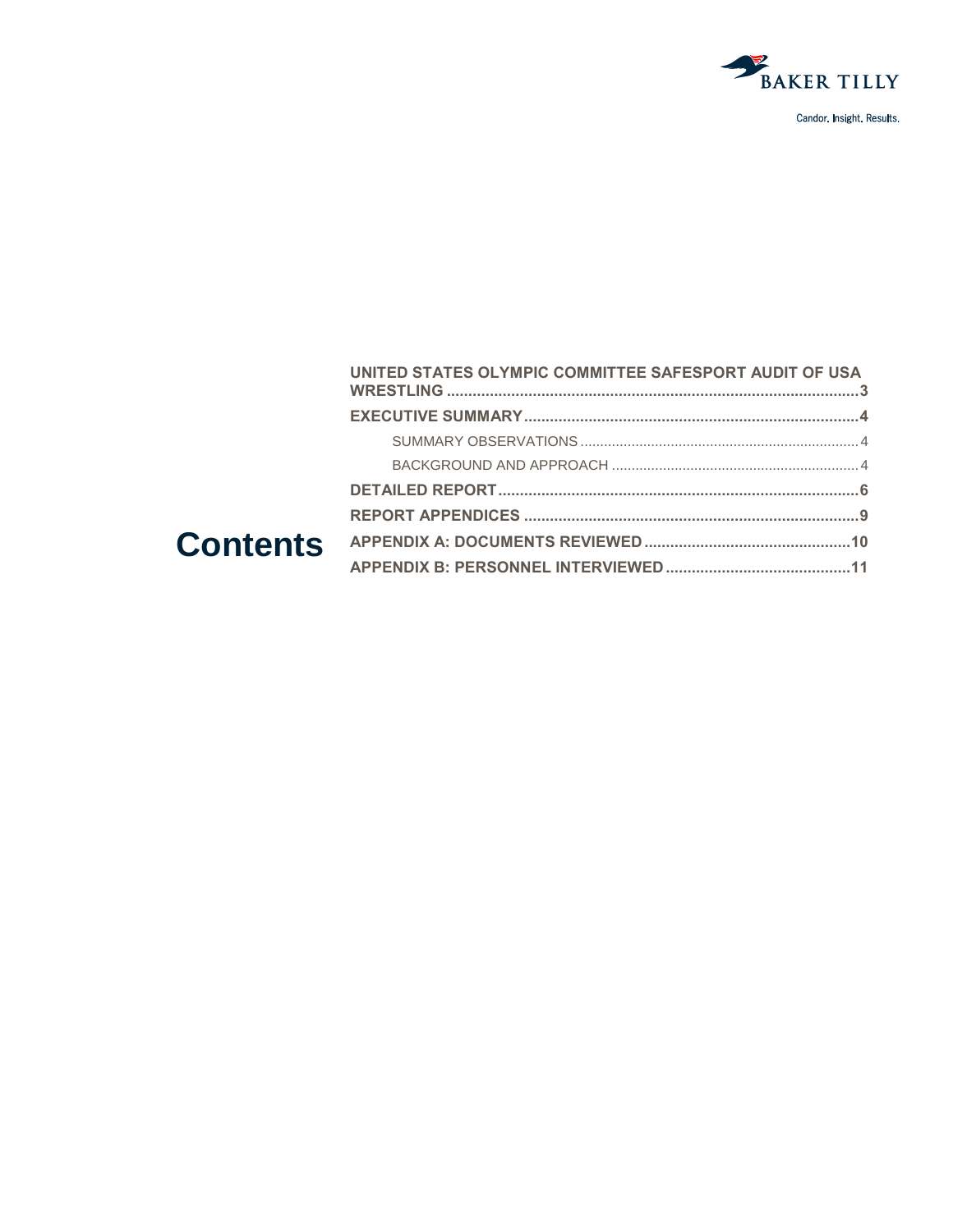BAKER TILLY

Candor. Insight. Results.

# Contents

- UNITED STATES OLYMPIC COMMITTEE SAFESPORT AUDIT OF USA WRESTLING ........ 3
- EXECUTIVE SUMMARY ........ 4
  - SUMMARY OBSERVATIONS ........ 4
  - BACKGROUND AND APPROACH ........ 4
- DETAILED REPORT ........ 6
- REPORT APPENDICES ........ 9
- APPENDIX A: DOCUMENTS REVIEWED ........ 10
- APPENDIX B: PERSONNEL INTERVIEWED ........ 11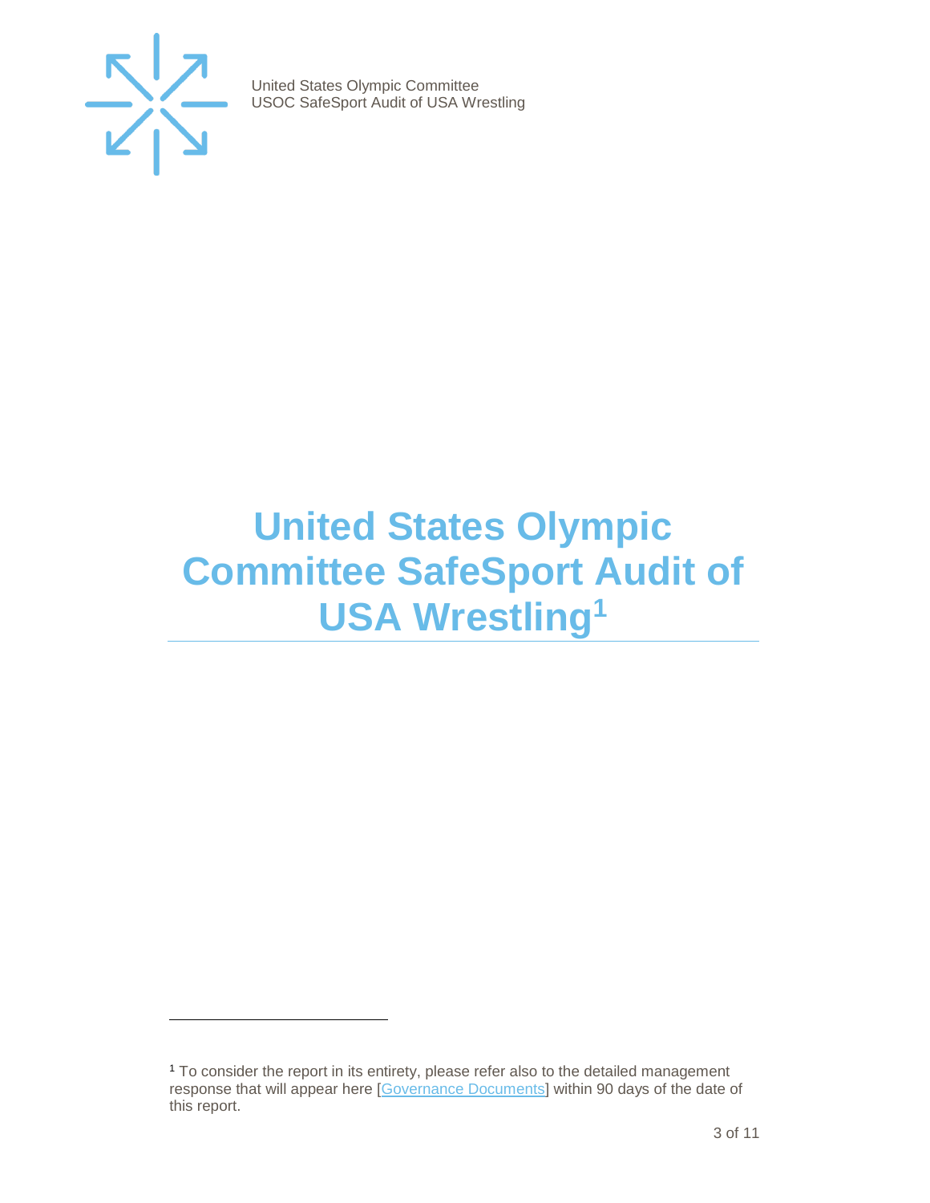# United States Olympic Committee SafeSport Audit of USA Wrestling[1]

[1] To consider the report in its entirety, please refer also to the detailed management response that will appear here [Governance Documents] within 90 days of the date of this report.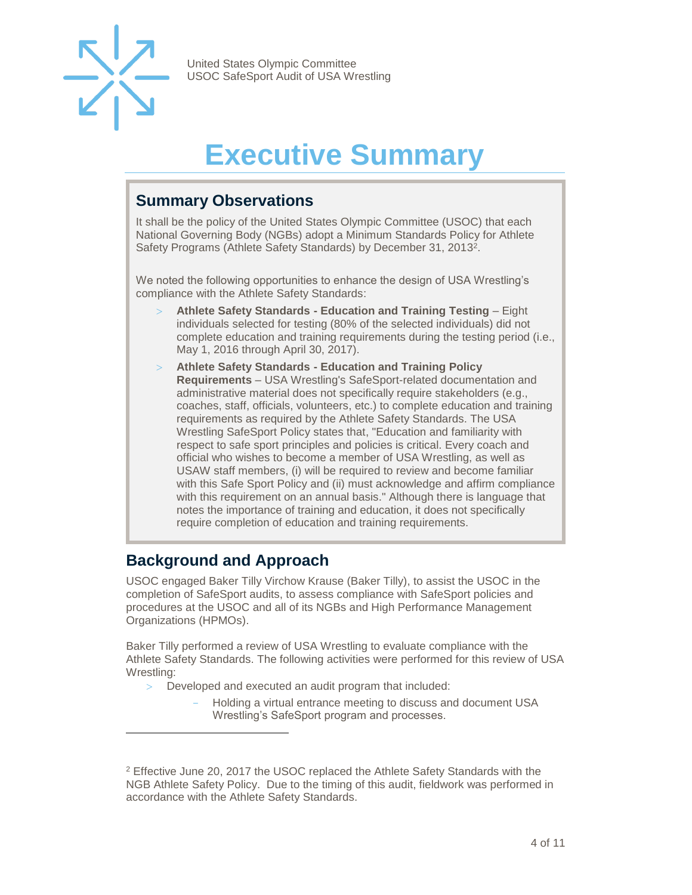# Executive Summary

## Summary Observations

It shall be the policy of the United States Olympic Committee (USOC) that each National Governing Body (NGBs) adopt a Minimum Standards Policy for Athlete Safety Programs (Athlete Safety Standards) by December 31, 2013[2].

We noted the following opportunities to enhance the design of USA Wrestling's compliance with the Athlete Safety Standards:

- **Athlete Safety Standards - Education and Training Testing** – Eight individuals selected for testing (80% of the selected individuals) did not complete education and training requirements during the testing period (i.e., May 1, 2016 through April 30, 2017).
- **Athlete Safety Standards - Education and Training Policy Requirements** – USA Wrestling's SafeSport-related documentation and administrative material does not specifically require stakeholders (e.g., coaches, staff, officials, volunteers, etc.) to complete education and training requirements as required by the Athlete Safety Standards. The USA Wrestling SafeSport Policy states that, "Education and familiarity with respect to safe sport principles and policies is critical. Every coach and official who wishes to become a member of USA Wrestling, as well as USAW staff members, (i) will be required to review and become familiar with this Safe Sport Policy and (ii) must acknowledge and affirm compliance with this requirement on an annual basis." Although there is language that notes the importance of training and education, it does not specifically require completion of education and training requirements.

## Background and Approach

USOC engaged Baker Tilly Virchow Krause (Baker Tilly), to assist the USOC in the completion of SafeSport audits, to assess compliance with SafeSport policies and procedures at the USOC and all of its NGBs and High Performance Management Organizations (HPMOs).

Baker Tilly performed a review of USA Wrestling to evaluate compliance with the Athlete Safety Standards. The following activities were performed for this review of USA Wrestling:

- Developed and executed an audit program that included:
  - Holding a virtual entrance meeting to discuss and document USA Wrestling's SafeSport program and processes.

[2] Effective June 20, 2017 the USOC replaced the Athlete Safety Standards with the NGB Athlete Safety Policy. Due to the timing of this audit, fieldwork was performed in accordance with the Athlete Safety Standards.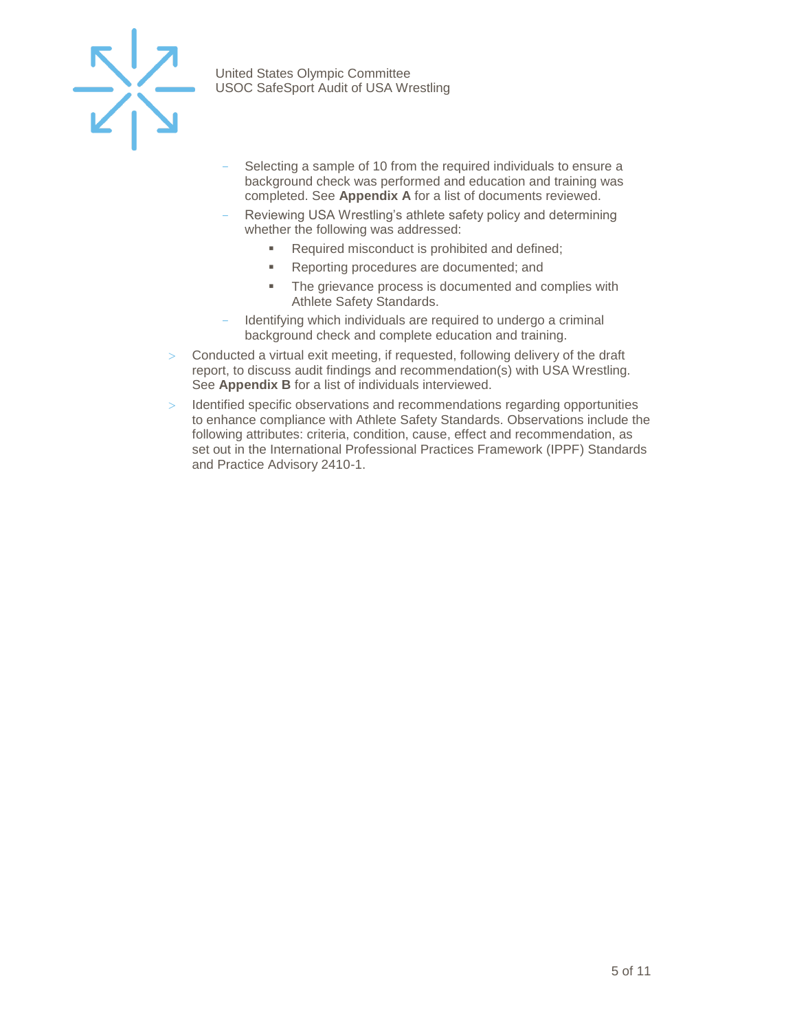- Selecting a sample of 10 from the required individuals to ensure a background check was performed and education and training was completed. See **Appendix A** for a list of documents reviewed.
  - Reviewing USA Wrestling's athlete safety policy and determining whether the following was addressed:
    - Required misconduct is prohibited and defined;
    - Reporting procedures are documented; and
    - The grievance process is documented and complies with Athlete Safety Standards.
  - Identifying which individuals are required to undergo a criminal background check and complete education and training.
- Conducted a virtual exit meeting, if requested, following delivery of the draft report, to discuss audit findings and recommendation(s) with USA Wrestling. See **Appendix B** for a list of individuals interviewed.
- Identified specific observations and recommendations regarding opportunities to enhance compliance with Athlete Safety Standards. Observations include the following attributes: criteria, condition, cause, effect and recommendation, as set out in the International Professional Practices Framework (IPPF) Standards and Practice Advisory 2410-1.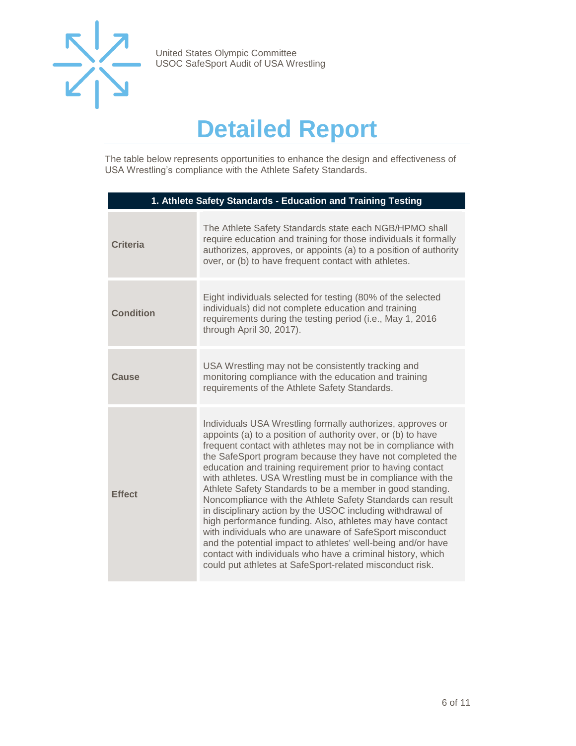# Detailed Report

The table below represents opportunities to enhance the design and effectiveness of USA Wrestling's compliance with the Athlete Safety Standards.

| 1. Athlete Safety Standards - Education and Training Testing | |
|---|---|
| **Criteria** | The Athlete Safety Standards state each NGB/HPMO shall require education and training for those individuals it formally authorizes, approves, or appoints (a) to a position of authority over, or (b) to have frequent contact with athletes. |
| **Condition** | Eight individuals selected for testing (80% of the selected individuals) did not complete education and training requirements during the testing period (i.e., May 1, 2016 through April 30, 2017). |
| **Cause** | USA Wrestling may not be consistently tracking and monitoring compliance with the education and training requirements of the Athlete Safety Standards. |
| **Effect** | Individuals USA Wrestling formally authorizes, approves or appoints (a) to a position of authority over, or (b) to have frequent contact with athletes may not be in compliance with the SafeSport program because they have not completed the education and training requirement prior to having contact with athletes. USA Wrestling must be in compliance with the Athlete Safety Standards to be a member in good standing. Noncompliance with the Athlete Safety Standards can result in disciplinary action by the USOC including withdrawal of high performance funding. Also, athletes may have contact with individuals who are unaware of SafeSport misconduct and the potential impact to athletes' well-being and/or have contact with individuals who have a criminal history, which could put athletes at SafeSport-related misconduct risk. |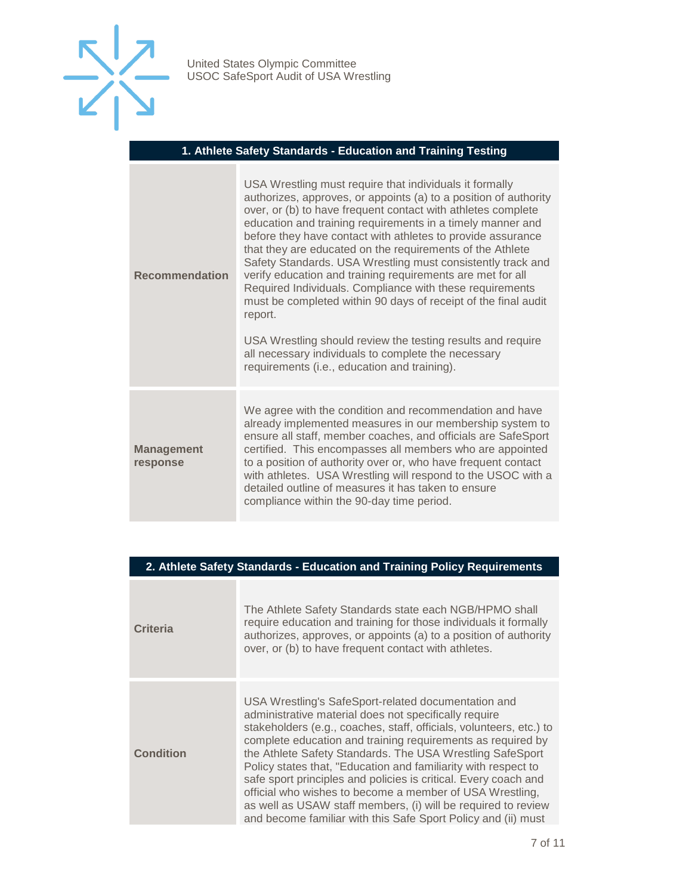| 1. Athlete Safety Standards - Education and Training Testing | |
|---|---|
| **Recommendation** | USA Wrestling must require that individuals it formally authorizes, approves, or appoints (a) to a position of authority over, or (b) to have frequent contact with athletes complete education and training requirements in a timely manner and before they have contact with athletes to provide assurance that they are educated on the requirements of the Athlete Safety Standards. USA Wrestling must consistently track and verify education and training requirements are met for all Required Individuals. Compliance with these requirements must be completed within 90 days of receipt of the final audit report.<br><br>USA Wrestling should review the testing results and require all necessary individuals to complete the necessary requirements (i.e., education and training). |
| **Management response** | We agree with the condition and recommendation and have already implemented measures in our membership system to ensure all staff, member coaches, and officials are SafeSport certified. This encompasses all members who are appointed to a position of authority over or, who have frequent contact with athletes. USA Wrestling will respond to the USOC with a detailed outline of measures it has taken to ensure compliance within the 90-day time period. |

| 2. Athlete Safety Standards - Education and Training Policy Requirements | |
|---|---|
| **Criteria** | The Athlete Safety Standards state each NGB/HPMO shall require education and training for those individuals it formally authorizes, approves, or appoints (a) to a position of authority over, or (b) to have frequent contact with athletes. |
| **Condition** | USA Wrestling's SafeSport-related documentation and administrative material does not specifically require stakeholders (e.g., coaches, staff, officials, volunteers, etc.) to complete education and training requirements as required by the Athlete Safety Standards. The USA Wrestling SafeSport Policy states that, "Education and familiarity with respect to safe sport principles and policies is critical. Every coach and official who wishes to become a member of USA Wrestling, as well as USAW staff members, (i) will be required to review and become familiar with this Safe Sport Policy and (ii) must |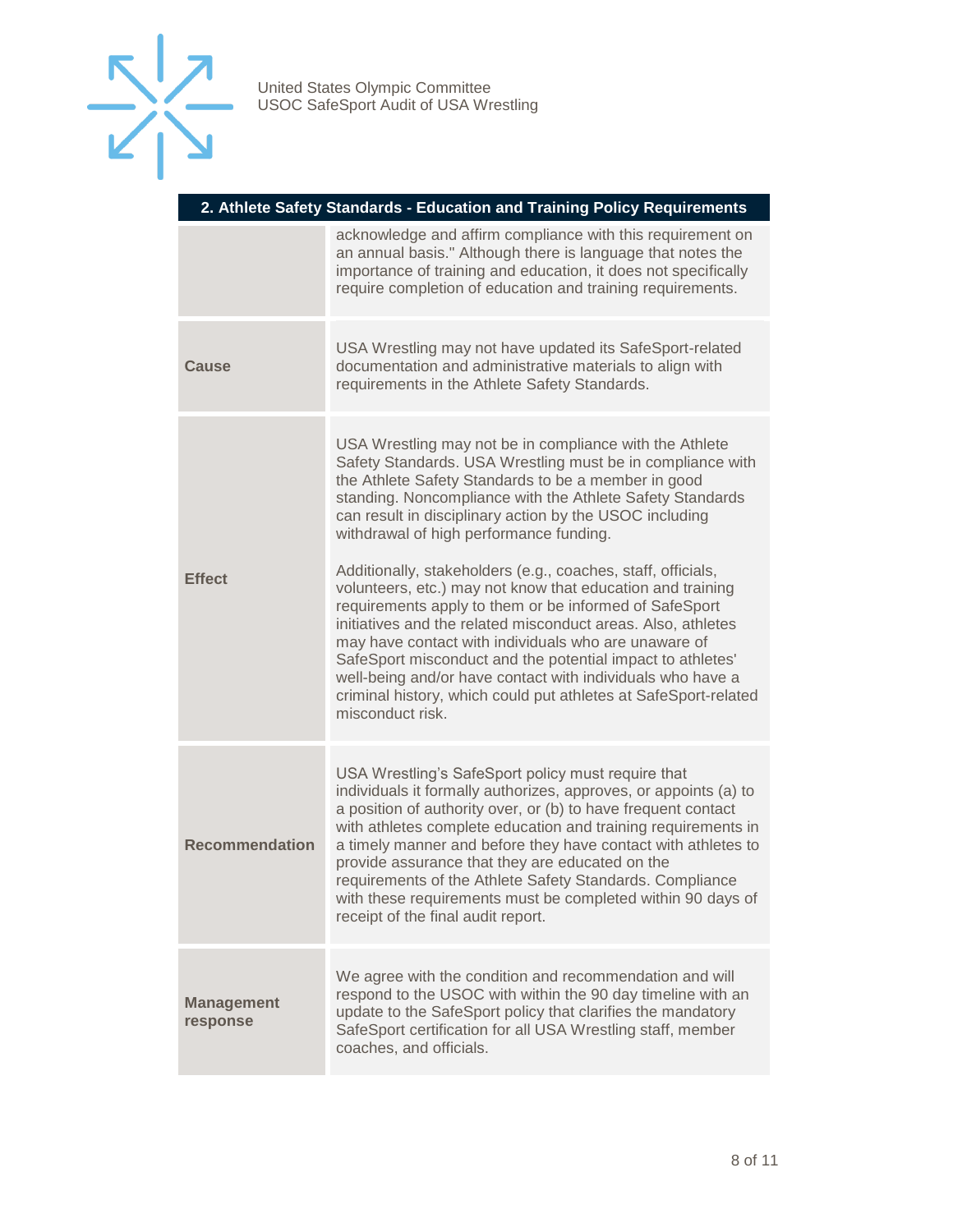| 2. Athlete Safety Standards - Education and Training Policy Requirements | |
|---|---|
| | acknowledge and affirm compliance with this requirement on an annual basis." Although there is language that notes the importance of training and education, it does not specifically require completion of education and training requirements. |
| **Cause** | USA Wrestling may not have updated its SafeSport-related documentation and administrative materials to align with requirements in the Athlete Safety Standards. |
| **Effect** | USA Wrestling may not be in compliance with the Athlete Safety Standards. USA Wrestling must be in compliance with the Athlete Safety Standards to be a member in good standing. Noncompliance with the Athlete Safety Standards can result in disciplinary action by the USOC including withdrawal of high performance funding.<br><br>Additionally, stakeholders (e.g., coaches, staff, officials, volunteers, etc.) may not know that education and training requirements apply to them or be informed of SafeSport initiatives and the related misconduct areas. Also, athletes may have contact with individuals who are unaware of SafeSport misconduct and the potential impact to athletes' well-being and/or have contact with individuals who have a criminal history, which could put athletes at SafeSport-related misconduct risk. |
| **Recommendation** | USA Wrestling's SafeSport policy must require that individuals it formally authorizes, approves, or appoints (a) to a position of authority over, or (b) to have frequent contact with athletes complete education and training requirements in a timely manner and before they have contact with athletes to provide assurance that they are educated on the requirements of the Athlete Safety Standards. Compliance with these requirements must be completed within 90 days of receipt of the final audit report. |
| **Management response** | We agree with the condition and recommendation and will respond to the USOC with within the 90 day timeline with an update to the SafeSport policy that clarifies the mandatory SafeSport certification for all USA Wrestling staff, member coaches, and officials. |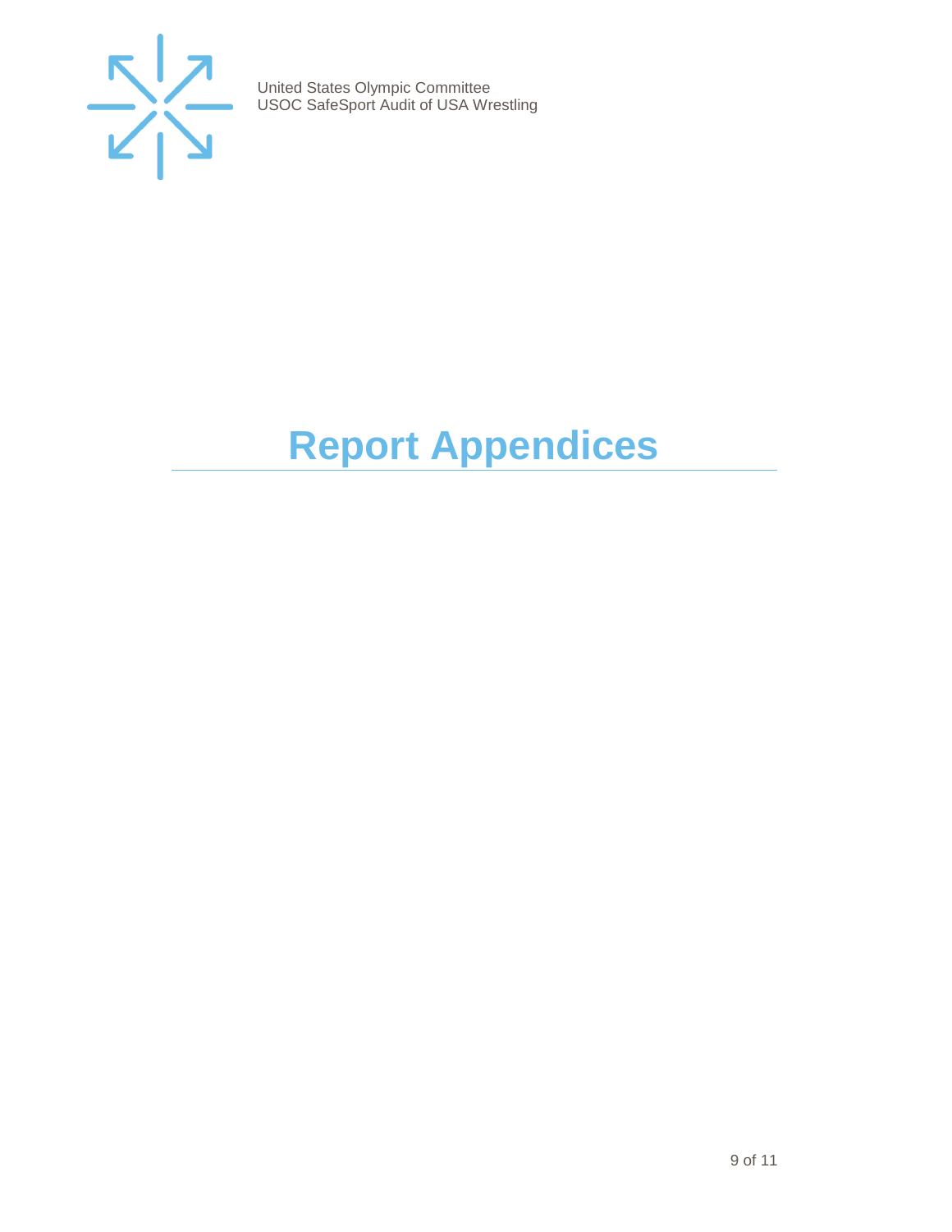# Report Appendices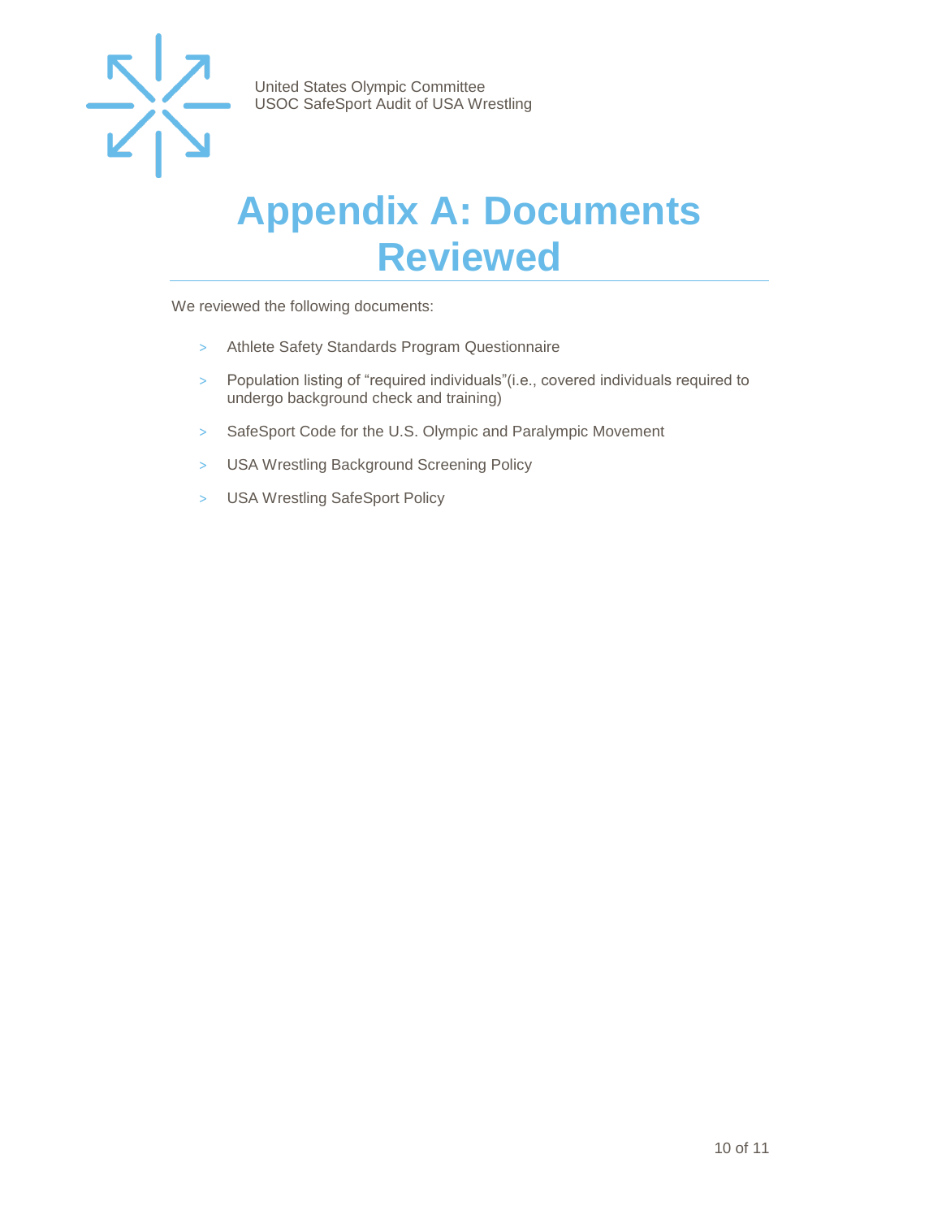# Appendix A: Documents Reviewed

We reviewed the following documents:

- Athlete Safety Standards Program Questionnaire
- Population listing of "required individuals"(i.e., covered individuals required to undergo background check and training)
- SafeSport Code for the U.S. Olympic and Paralympic Movement
- USA Wrestling Background Screening Policy
- USA Wrestling SafeSport Policy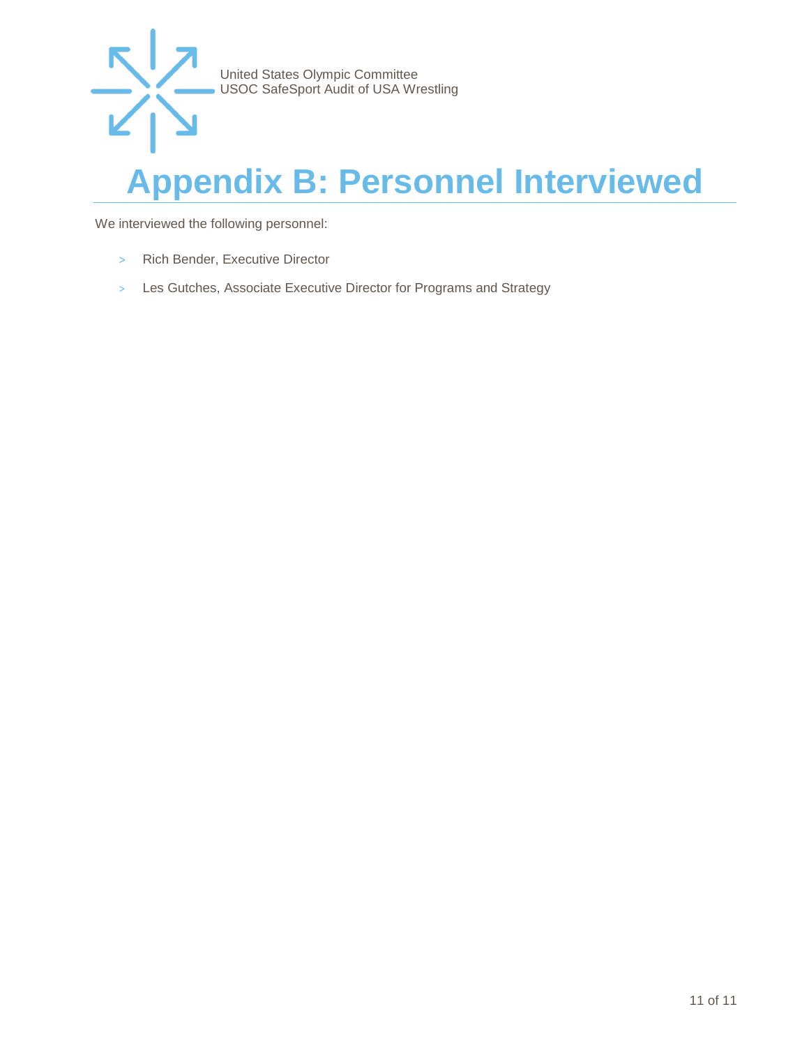# Appendix B: Personnel Interviewed

We interviewed the following personnel:

- Rich Bender, Executive Director
- Les Gutches, Associate Executive Director for Programs and Strategy